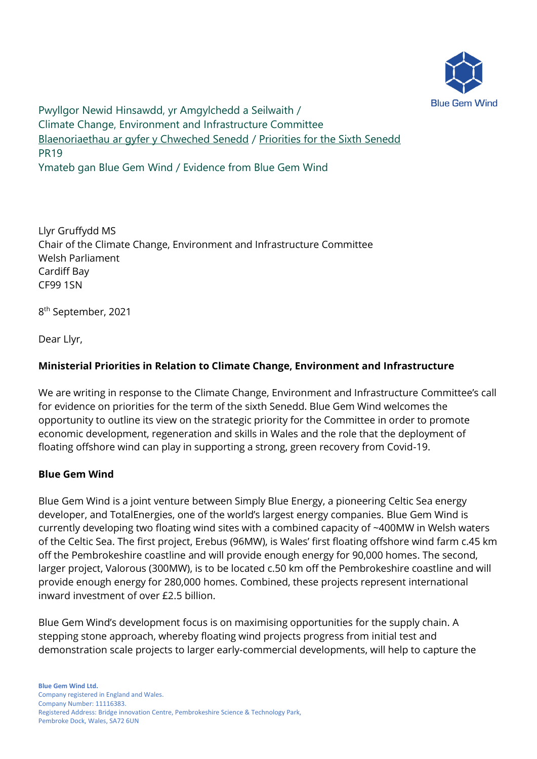Pwyllgor Newid Hinsawdd, yr Amgylchedd a Seilwaith /
Climate Change, Environment and Infrastructure Committee
Blaenoriaethau ar gyfer y Chweched Senedd / Priorities for the Sixth Senedd
PR19
Ymateb gan Blue Gem Wind / Evidence from Blue Gem Wind

Llyr Gruffydd MS
Chair of the Climate Change, Environment and Infrastructure Committee
Welsh Parliament
Cardiff Bay
CF99 1SN

8th September, 2021

Dear Llyr,

**Ministerial Priorities in Relation to Climate Change, Environment and Infrastructure**

We are writing in response to the Climate Change, Environment and Infrastructure Committee's call for evidence on priorities for the term of the sixth Senedd. Blue Gem Wind welcomes the opportunity to outline its view on the strategic priority for the Committee in order to promote economic development, regeneration and skills in Wales and the role that the deployment of floating offshore wind can play in supporting a strong, green recovery from Covid-19.

**Blue Gem Wind**

Blue Gem Wind is a joint venture between Simply Blue Energy, a pioneering Celtic Sea energy developer, and TotalEnergies, one of the world's largest energy companies. Blue Gem Wind is currently developing two floating wind sites with a combined capacity of ~400MW in Welsh waters of the Celtic Sea. The first project, Erebus (96MW), is Wales' first floating offshore wind farm c.45 km off the Pembrokeshire coastline and will provide enough energy for 90,000 homes. The second, larger project, Valorous (300MW), is to be located c.50 km off the Pembrokeshire coastline and will provide enough energy for 280,000 homes. Combined, these projects represent international inward investment of over £2.5 billion.

Blue Gem Wind's development focus is on maximising opportunities for the supply chain. A stepping stone approach, whereby floating wind projects progress from initial test and demonstration scale projects to larger early-commercial developments, will help to capture the

**Blue Gem Wind Ltd.**
Company registered in England and Wales.
Company Number: 11116383.
Registered Address: Bridge innovation Centre, Pembrokeshire Science & Technology Park, Pembroke Dock, Wales, SA72 6UN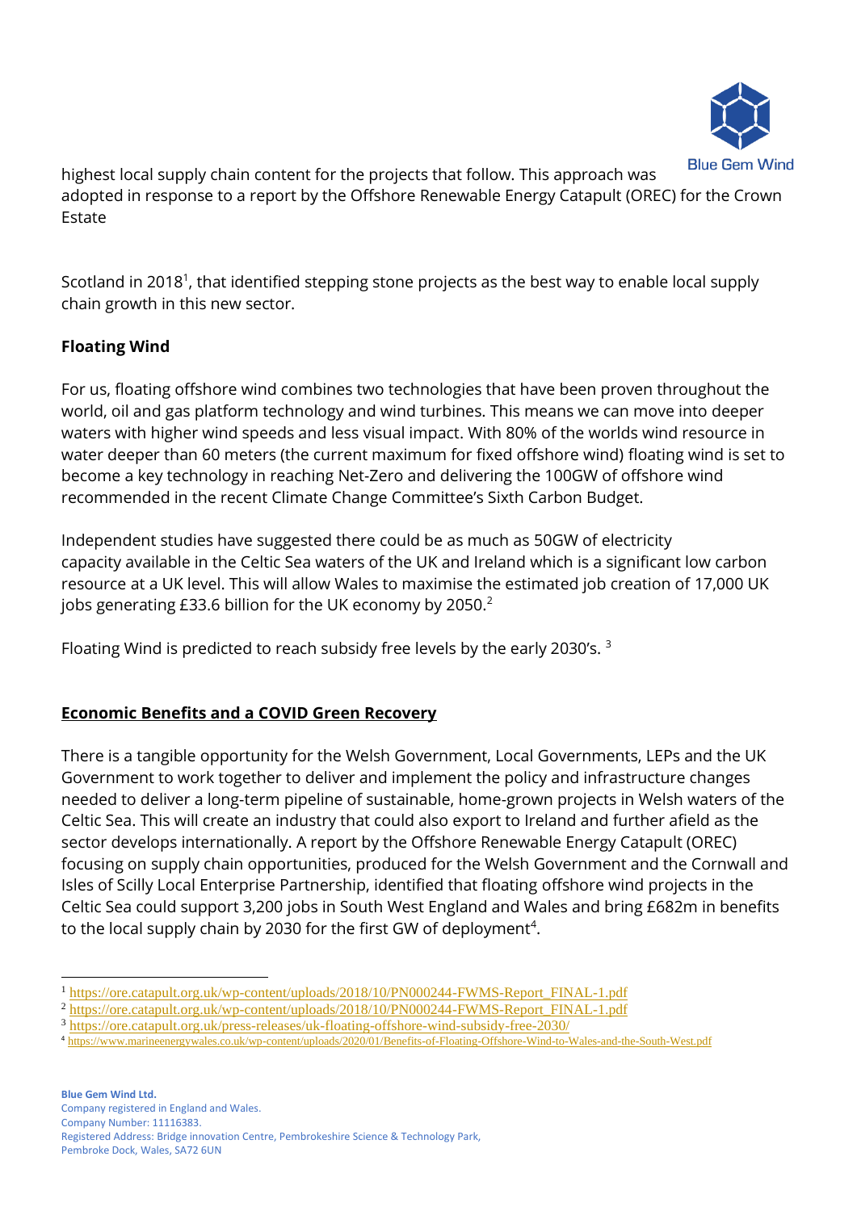highest local supply chain content for the projects that follow. This approach was adopted in response to a report by the Offshore Renewable Energy Catapult (OREC) for the Crown Estate

Scotland in 2018[1], that identified stepping stone projects as the best way to enable local supply chain growth in this new sector.

**Floating Wind**

For us, floating offshore wind combines two technologies that have been proven throughout the world, oil and gas platform technology and wind turbines. This means we can move into deeper waters with higher wind speeds and less visual impact. With 80% of the worlds wind resource in water deeper than 60 meters (the current maximum for fixed offshore wind) floating wind is set to become a key technology in reaching Net-Zero and delivering the 100GW of offshore wind recommended in the recent Climate Change Committee's Sixth Carbon Budget.

Independent studies have suggested there could be as much as 50GW of electricity capacity available in the Celtic Sea waters of the UK and Ireland which is a significant low carbon resource at a UK level. This will allow Wales to maximise the estimated job creation of 17,000 UK jobs generating £33.6 billion for the UK economy by 2050.[2]

Floating Wind is predicted to reach subsidy free levels by the early 2030's. [3]

**<u>Economic Benefits and a COVID Green Recovery</u>**

There is a tangible opportunity for the Welsh Government, Local Governments, LEPs and the UK Government to work together to deliver and implement the policy and infrastructure changes needed to deliver a long-term pipeline of sustainable, home-grown projects in Welsh waters of the Celtic Sea. This will create an industry that could also export to Ireland and further afield as the sector develops internationally. A report by the Offshore Renewable Energy Catapult (OREC) focusing on supply chain opportunities, produced for the Welsh Government and the Cornwall and Isles of Scilly Local Enterprise Partnership, identified that floating offshore wind projects in the Celtic Sea could support 3,200 jobs in South West England and Wales and bring £682m in benefits to the local supply chain by 2030 for the first GW of deployment[4].

---

[1] https://ore.catapult.org.uk/wp-content/uploads/2018/10/PN000244-FWMS-Report_FINAL-1.pdf

[2] https://ore.catapult.org.uk/wp-content/uploads/2018/10/PN000244-FWMS-Report_FINAL-1.pdf

[3] https://ore.catapult.org.uk/press-releases/uk-floating-offshore-wind-subsidy-free-2030/

[4] https://www.marineenergywales.co.uk/wp-content/uploads/2020/01/Benefits-of-Floating-Offshore-Wind-to-Wales-and-the-South-West.pdf

**Blue Gem Wind Ltd.**
Company registered in England and Wales.
Company Number: 11116383.
Registered Address: Bridge innovation Centre, Pembrokeshire Science & Technology Park, Pembroke Dock, Wales, SA72 6UN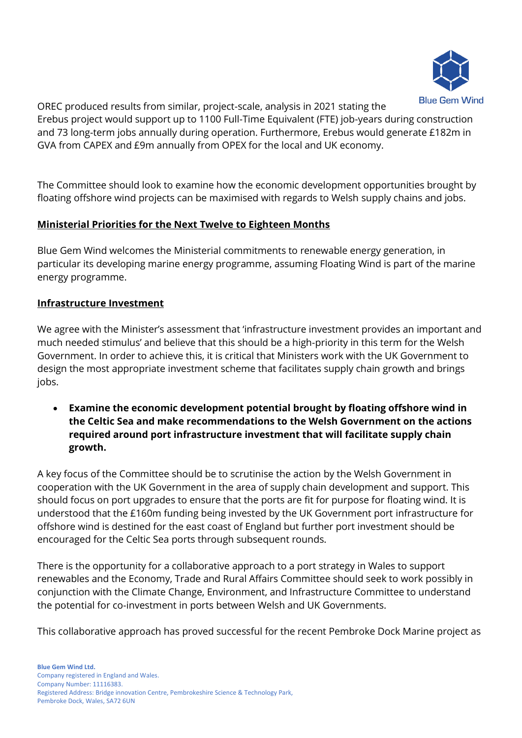OREC produced results from similar, project-scale, analysis in 2021 stating the Erebus project would support up to 1100 Full-Time Equivalent (FTE) job-years during construction and 73 long-term jobs annually during operation. Furthermore, Erebus would generate £182m in GVA from CAPEX and £9m annually from OPEX for the local and UK economy.

The Committee should look to examine how the economic development opportunities brought by floating offshore wind projects can be maximised with regards to Welsh supply chains and jobs.

## Ministerial Priorities for the Next Twelve to Eighteen Months

Blue Gem Wind welcomes the Ministerial commitments to renewable energy generation, in particular its developing marine energy programme, assuming Floating Wind is part of the marine energy programme.

## Infrastructure Investment

We agree with the Minister's assessment that 'infrastructure investment provides an important and much needed stimulus' and believe that this should be a high-priority in this term for the Welsh Government. In order to achieve this, it is critical that Ministers work with the UK Government to design the most appropriate investment scheme that facilitates supply chain growth and brings jobs.

- **Examine the economic development potential brought by floating offshore wind in the Celtic Sea and make recommendations to the Welsh Government on the actions required around port infrastructure investment that will facilitate supply chain growth.**

A key focus of the Committee should be to scrutinise the action by the Welsh Government in cooperation with the UK Government in the area of supply chain development and support. This should focus on port upgrades to ensure that the ports are fit for purpose for floating wind. It is understood that the £160m funding being invested by the UK Government port infrastructure for offshore wind is destined for the east coast of England but further port investment should be encouraged for the Celtic Sea ports through subsequent rounds.

There is the opportunity for a collaborative approach to a port strategy in Wales to support renewables and the Economy, Trade and Rural Affairs Committee should seek to work possibly in conjunction with the Climate Change, Environment, and Infrastructure Committee to understand the potential for co-investment in ports between Welsh and UK Governments.

This collaborative approach has proved successful for the recent Pembroke Dock Marine project as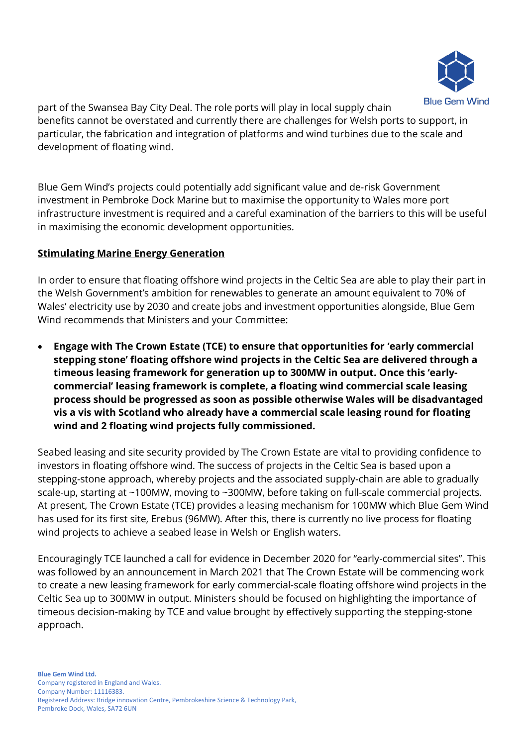part of the Swansea Bay City Deal. The role ports will play in local supply chain benefits cannot be overstated and currently there are challenges for Welsh ports to support, in particular, the fabrication and integration of platforms and wind turbines due to the scale and development of floating wind.

Blue Gem Wind's projects could potentially add significant value and de-risk Government investment in Pembroke Dock Marine but to maximise the opportunity to Wales more port infrastructure investment is required and a careful examination of the barriers to this will be useful in maximising the economic development opportunities.

**Stimulating Marine Energy Generation**

In order to ensure that floating offshore wind projects in the Celtic Sea are able to play their part in the Welsh Government's ambition for renewables to generate an amount equivalent to 70% of Wales' electricity use by 2030 and create jobs and investment opportunities alongside, Blue Gem Wind recommends that Ministers and your Committee:

- **Engage with The Crown Estate (TCE) to ensure that opportunities for 'early commercial stepping stone' floating offshore wind projects in the Celtic Sea are delivered through a timeous leasing framework for generation up to 300MW in output. Once this 'early-commercial' leasing framework is complete, a floating wind commercial scale leasing process should be progressed as soon as possible otherwise Wales will be disadvantaged vis a vis with Scotland who already have a commercial scale leasing round for floating wind and 2 floating wind projects fully commissioned.**

Seabed leasing and site security provided by The Crown Estate are vital to providing confidence to investors in floating offshore wind. The success of projects in the Celtic Sea is based upon a stepping-stone approach, whereby projects and the associated supply-chain are able to gradually scale-up, starting at ~100MW, moving to ~300MW, before taking on full-scale commercial projects. At present, The Crown Estate (TCE) provides a leasing mechanism for 100MW which Blue Gem Wind has used for its first site, Erebus (96MW). After this, there is currently no live process for floating wind projects to achieve a seabed lease in Welsh or English waters.

Encouragingly TCE launched a call for evidence in December 2020 for "early-commercial sites". This was followed by an announcement in March 2021 that The Crown Estate will be commencing work to create a new leasing framework for early commercial-scale floating offshore wind projects in the Celtic Sea up to 300MW in output. Ministers should be focused on highlighting the importance of timeous decision-making by TCE and value brought by effectively supporting the stepping-stone approach.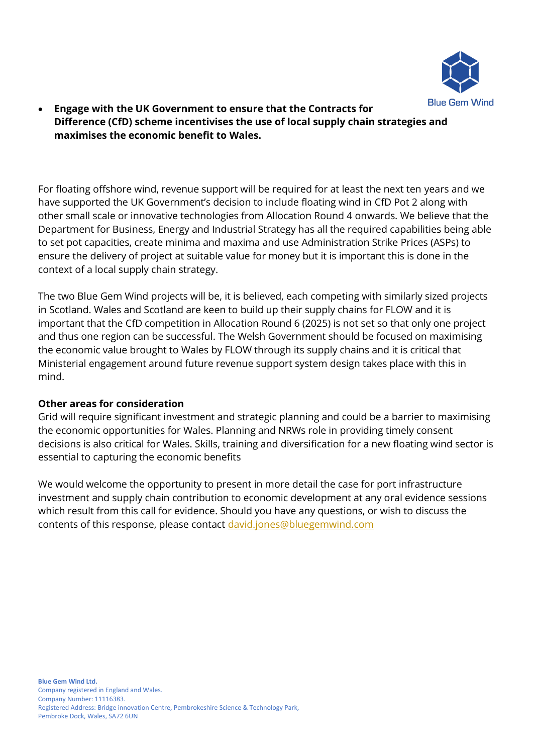- **Engage with the UK Government to ensure that the Contracts for Difference (CfD) scheme incentivises the use of local supply chain strategies and maximises the economic benefit to Wales.**

For floating offshore wind, revenue support will be required for at least the next ten years and we have supported the UK Government's decision to include floating wind in CfD Pot 2 along with other small scale or innovative technologies from Allocation Round 4 onwards. We believe that the Department for Business, Energy and Industrial Strategy has all the required capabilities being able to set pot capacities, create minima and maxima and use Administration Strike Prices (ASPs) to ensure the delivery of project at suitable value for money but it is important this is done in the context of a local supply chain strategy.

The two Blue Gem Wind projects will be, it is believed, each competing with similarly sized projects in Scotland. Wales and Scotland are keen to build up their supply chains for FLOW and it is important that the CfD competition in Allocation Round 6 (2025) is not set so that only one project and thus one region can be successful. The Welsh Government should be focused on maximising the economic value brought to Wales by FLOW through its supply chains and it is critical that Ministerial engagement around future revenue support system design takes place with this in mind.

**Other areas for consideration**

Grid will require significant investment and strategic planning and could be a barrier to maximising the economic opportunities for Wales. Planning and NRWs role in providing timely consent decisions is also critical for Wales. Skills, training and diversification for a new floating wind sector is essential to capturing the economic benefits

We would welcome the opportunity to present in more detail the case for port infrastructure investment and supply chain contribution to economic development at any oral evidence sessions which result from this call for evidence. Should you have any questions, or wish to discuss the contents of this response, please contact david.jones@bluegemwind.com